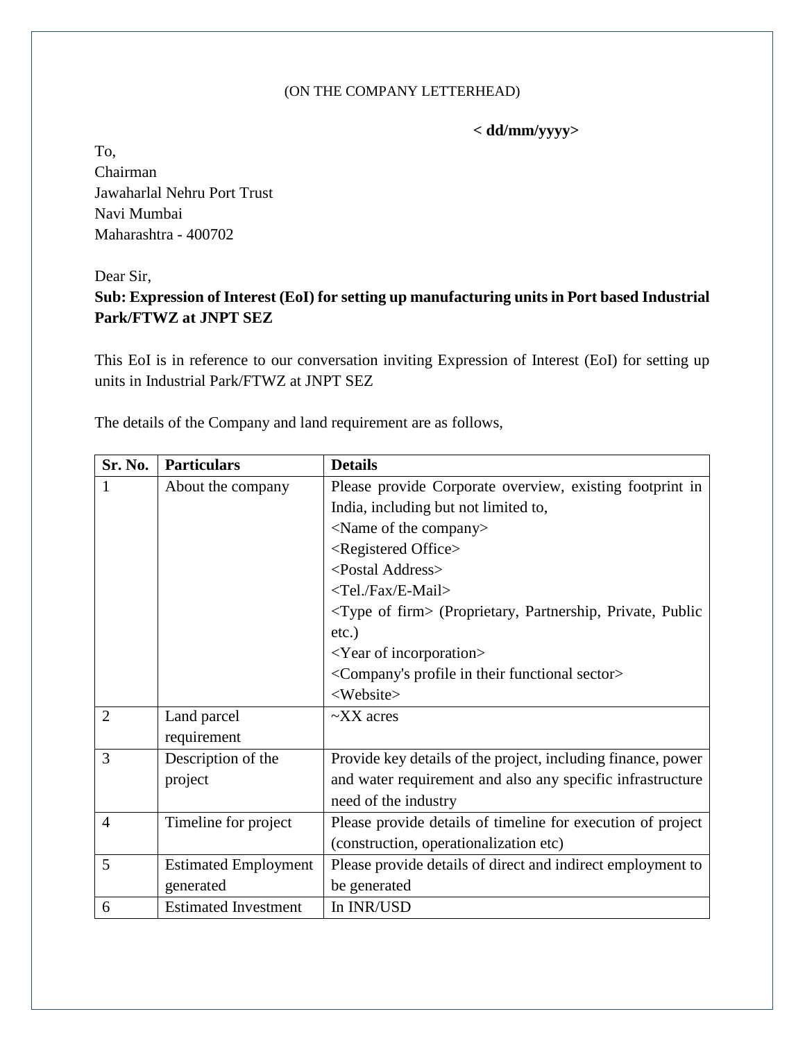(ON THE COMPANY LETTERHEAD)

**< dd/mm/yyyy>**

To,
Chairman
Jawaharlal Nehru Port Trust
Navi Mumbai
Maharashtra - 400702

Dear Sir,

**Sub: Expression of Interest (EoI) for setting up manufacturing units in Port based Industrial Park/FTWZ at JNPT SEZ**

This EoI is in reference to our conversation inviting Expression of Interest (EoI) for setting up units in Industrial Park/FTWZ at JNPT SEZ

The details of the Company and land requirement are as follows,

| Sr. No. | Particulars | Details |
|---|---|---|
| 1 | About the company | Please provide Corporate overview, existing footprint in India, including but not limited to,<br><Name of the company><br><Registered Office><br><Postal Address><br><Tel./Fax/E-Mail><br><Type of firm> (Proprietary, Partnership, Private, Public etc.)<br><Year of incorporation><br><Company's profile in their functional sector><br><Website> |
| 2 | Land parcel requirement | ~XX acres |
| 3 | Description of the project | Provide key details of the project, including finance, power and water requirement and also any specific infrastructure need of the industry |
| 4 | Timeline for project | Please provide details of timeline for execution of project (construction, operationalization etc) |
| 5 | Estimated Employment generated | Please provide details of direct and indirect employment to be generated |
| 6 | Estimated Investment | In INR/USD |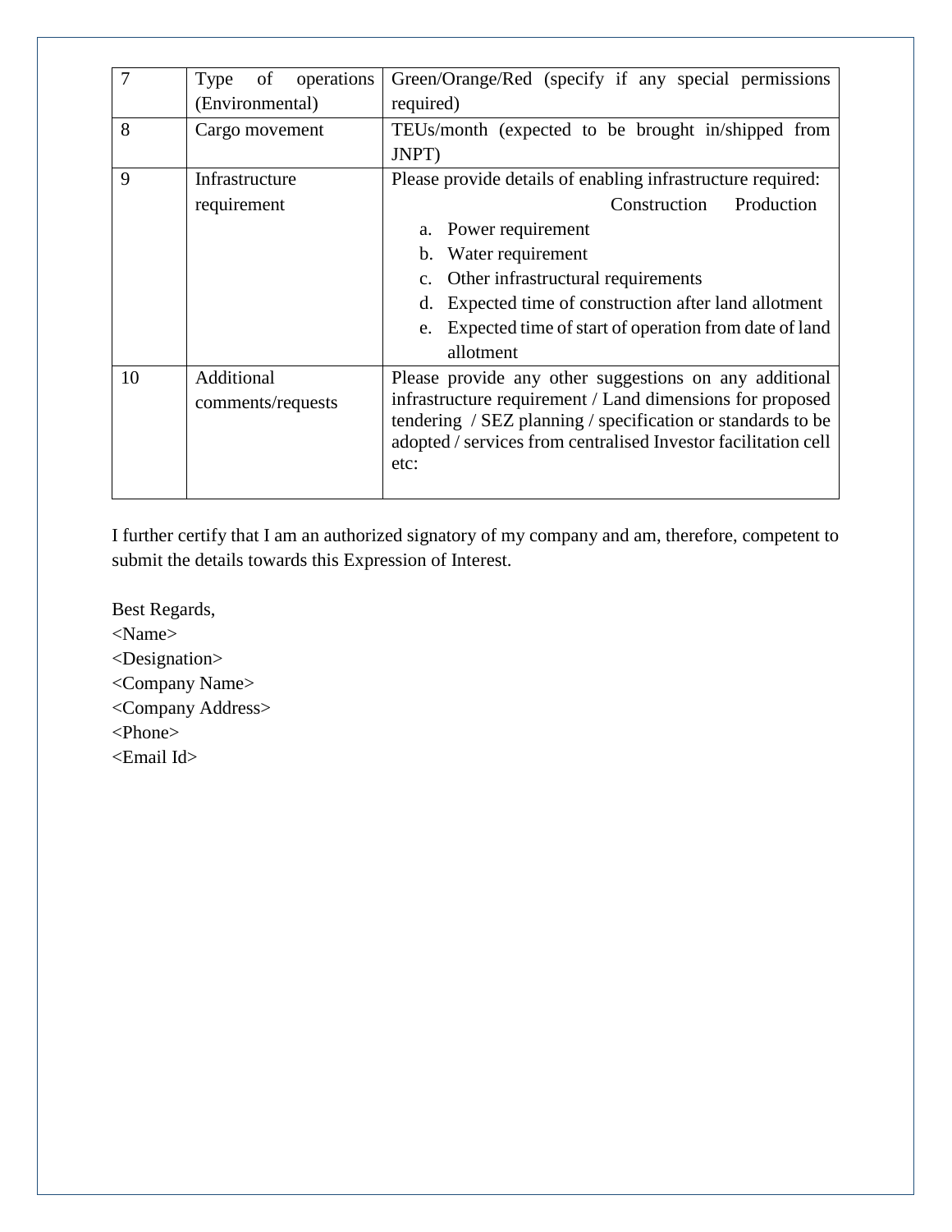| | | |
|---|---|---|
| 7 | Type of operations (Environmental) | Green/Orange/Red (specify if any special permissions required) |
| 8 | Cargo movement | TEUs/month (expected to be brought in/shipped from JNPT) |
| 9 | Infrastructure requirement | Please provide details of enabling infrastructure required: Construction Production<br>a. Power requirement<br>b. Water requirement<br>c. Other infrastructural requirements<br>d. Expected time of construction after land allotment<br>e. Expected time of start of operation from date of land allotment |
| 10 | Additional comments/requests | Please provide any other suggestions on any additional infrastructure requirement / Land dimensions for proposed tendering / SEZ planning / specification or standards to be adopted / services from centralised Investor facilitation cell etc: |

I further certify that I am an authorized signatory of my company and am, therefore, competent to submit the details towards this Expression of Interest.

Best Regards,
<Name>
<Designation>
<Company Name>
<Company Address>
<Phone>
<Email Id>